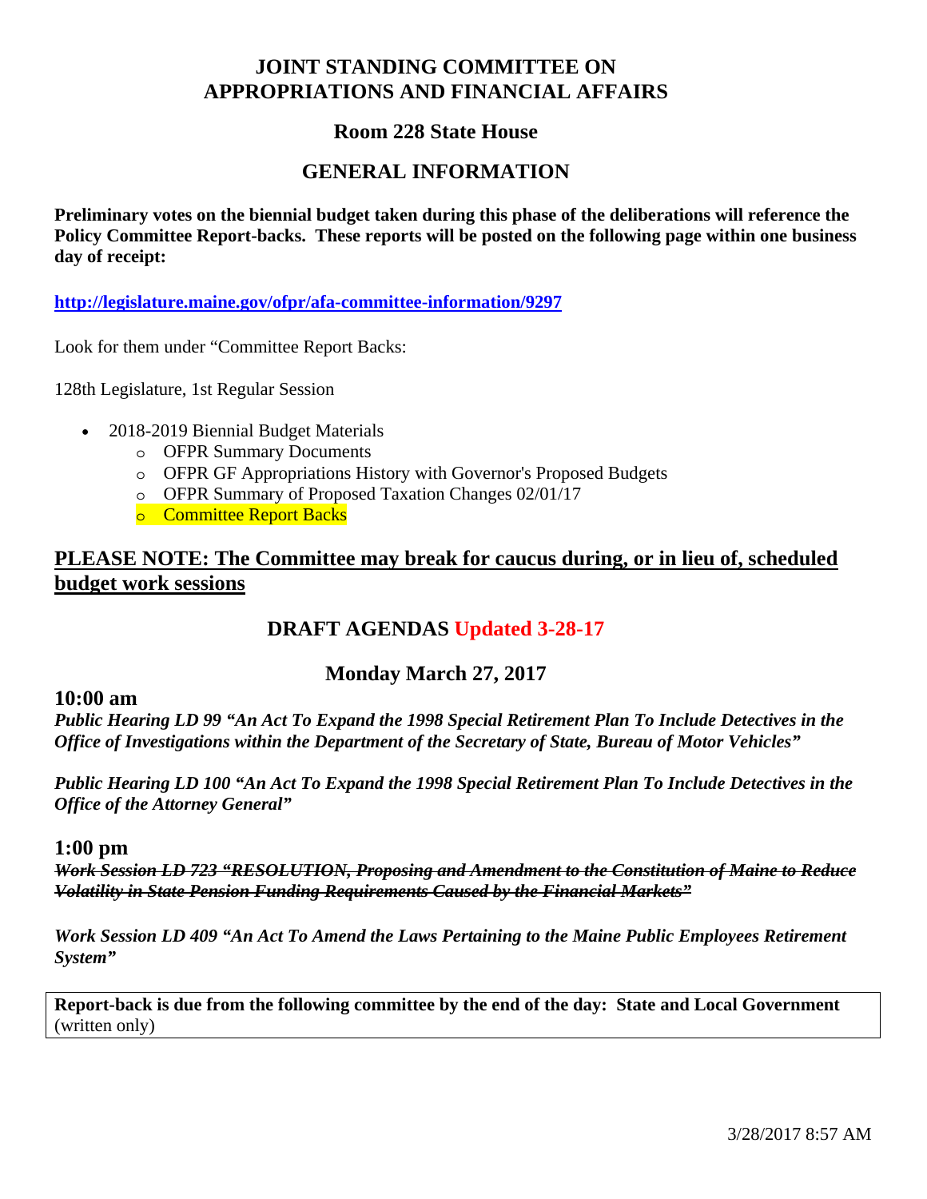# JOINT STANDING COMMITTEE ON APPROPRIATIONS AND FINANCIAL AFFAIRS

## Room 228 State House

## GENERAL INFORMATION

**Preliminary votes on the biennial budget taken during this phase of the deliberations will reference the Policy Committee Report-backs. These reports will be posted on the following page within one business day of receipt:**

**http://legislature.maine.gov/ofpr/afa-committee-information/9297**

Look for them under "Committee Report Backs:

128th Legislature, 1st Regular Session

- 2018-2019 Biennial Budget Materials
  - OFPR Summary Documents
  - OFPR GF Appropriations History with Governor's Proposed Budgets
  - OFPR Summary of Proposed Taxation Changes 02/01/17
  - Committee Report Backs

## PLEASE NOTE: The Committee may break for caucus during, or in lieu of, scheduled budget work sessions

## DRAFT AGENDAS Updated 3-28-17

### Monday March 27, 2017

### 10:00 am

***Public Hearing LD 99 "An Act To Expand the 1998 Special Retirement Plan To Include Detectives in the Office of Investigations within the Department of the Secretary of State, Bureau of Motor Vehicles"***

***Public Hearing LD 100 "An Act To Expand the 1998 Special Retirement Plan To Include Detectives in the Office of the Attorney General"***

### 1:00 pm

***~~Work Session LD 723 "RESOLUTION, Proposing and Amendment to the Constitution of Maine to Reduce Volatility in State Pension Funding Requirements Caused by the Financial Markets"~~***

***Work Session LD 409 "An Act To Amend the Laws Pertaining to the Maine Public Employees Retirement System"***

**Report-back is due from the following committee by the end of the day: State and Local Government** (written only)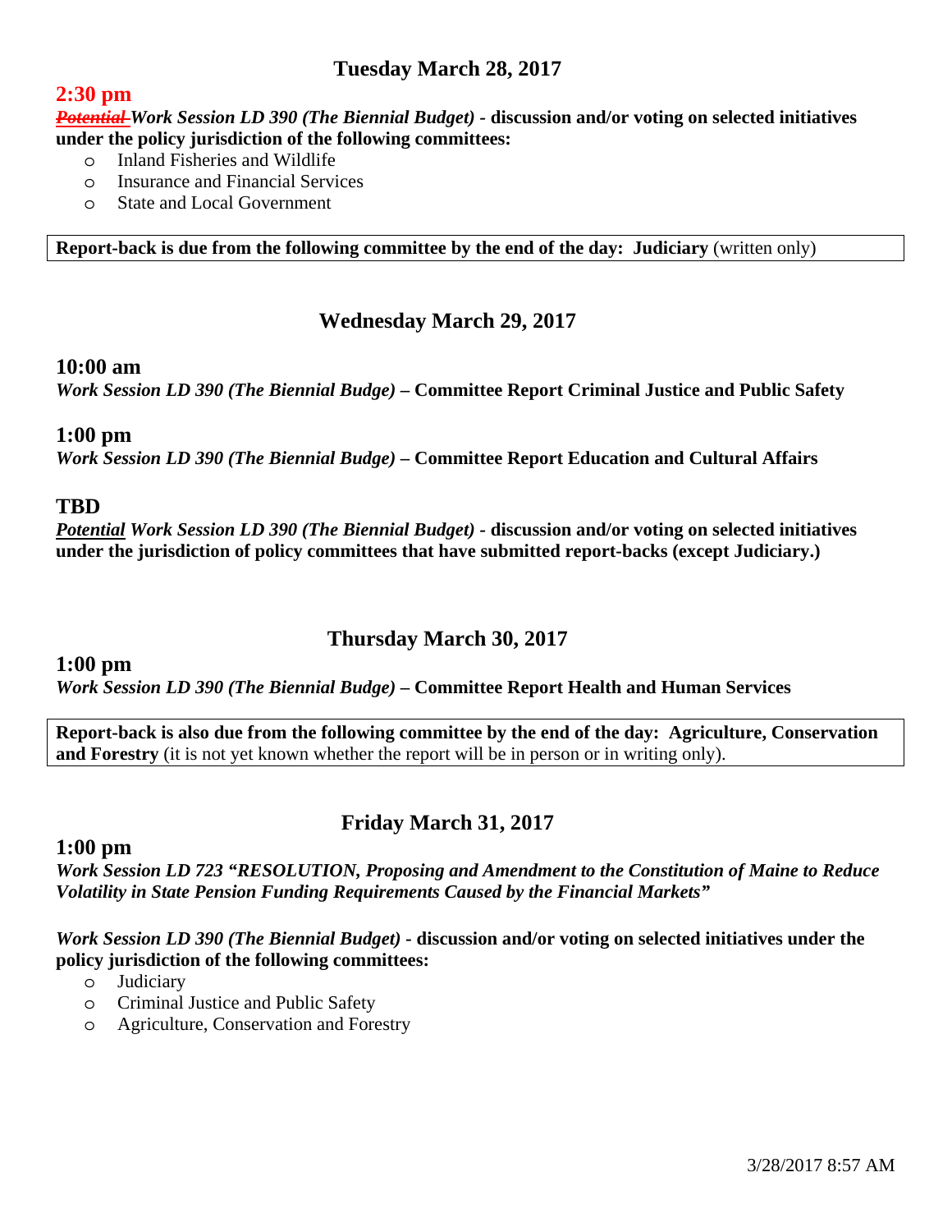## Tuesday March 28, 2017

### 2:30 pm

***~~Potential~~*** ***Work Session LD 390 (The Biennial Budget)*** **- discussion and/or voting on selected initiatives under the policy jurisdiction of the following committees:**

- Inland Fisheries and Wildlife
- Insurance and Financial Services
- State and Local Government

**Report-back is due from the following committee by the end of the day: Judiciary** (written only)

## Wednesday March 29, 2017

### 10:00 am

***Work Session LD 390 (The Biennial Budge)*** **– Committee Report Criminal Justice and Public Safety**

### 1:00 pm

***Work Session LD 390 (The Biennial Budge)*** **– Committee Report Education and Cultural Affairs**

### TBD

***Potential*** ***Work Session LD 390 (The Biennial Budget)*** **- discussion and/or voting on selected initiatives under the jurisdiction of policy committees that have submitted report-backs (except Judiciary.)**

## Thursday March 30, 2017

### 1:00 pm

***Work Session LD 390 (The Biennial Budge)*** **– Committee Report Health and Human Services**

**Report-back is also due from the following committee by the end of the day: Agriculture, Conservation and Forestry** (it is not yet known whether the report will be in person or in writing only).

## Friday March 31, 2017

### 1:00 pm

***Work Session LD 723 "RESOLUTION, Proposing and Amendment to the Constitution of Maine to Reduce Volatility in State Pension Funding Requirements Caused by the Financial Markets"***

***Work Session LD 390 (The Biennial Budget)*** **- discussion and/or voting on selected initiatives under the policy jurisdiction of the following committees:**

- Judiciary
- Criminal Justice and Public Safety
- Agriculture, Conservation and Forestry

3/28/2017 8:57 AM